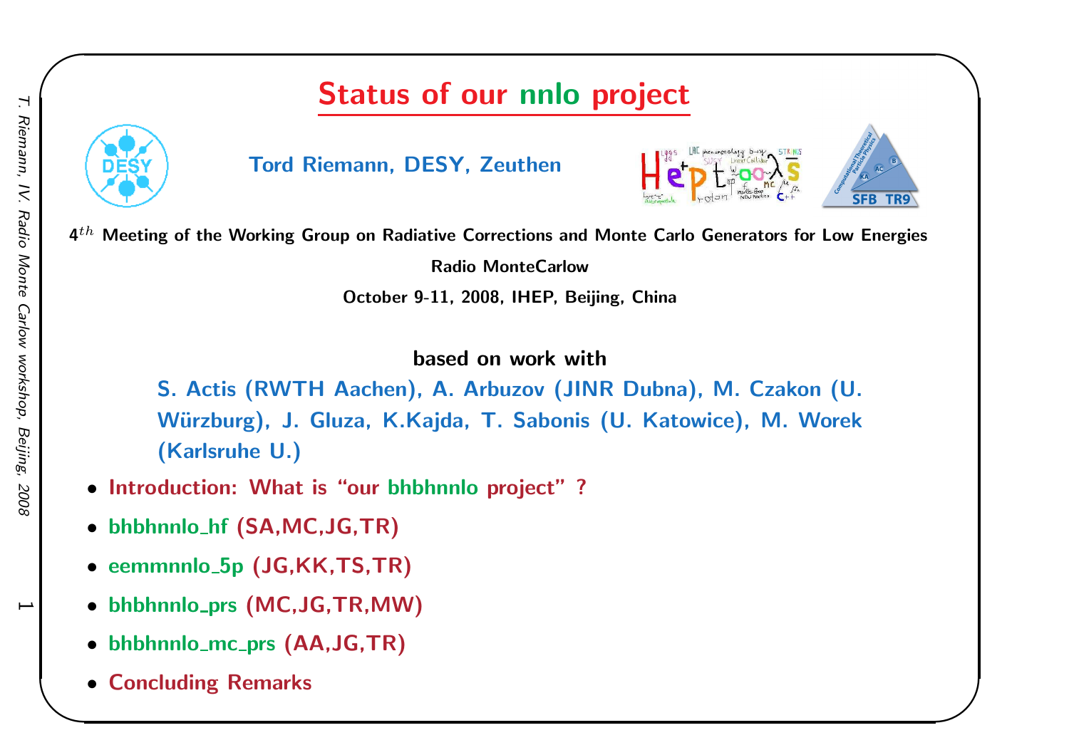# Status of our nnlo project

**Tord Riemann, DESY, Zeuthen**

**$4^{th}$ Meeting of the Working Group on Radiative Corrections and Monte Carlo Generators for Low Energies**

**Radio MonteCarlow**

**October 9-11, 2008, IHEP, Beijing, China**

**based on work with**

**S. Actis (RWTH Aachen), A. Arbuzov (JINR Dubna), M. Czakon (U. Würzburg), J. Gluza, K.Kajda, T. Sabonis (U. Katowice), M. Worek (Karlsruhe U.)**

- **Introduction: What is "our bhbhnnlo project" ?**
- **bhbhnnlo_hf (SA,MC,JG,TR)**
- **eemmnnlo_5p (JG,KK,TS,TR)**
- **bhbhnnlo_prs (MC,JG,TR,MW)**
- **bhbhnnlo_mc_prs (AA,JG,TR)**
- **Concluding Remarks**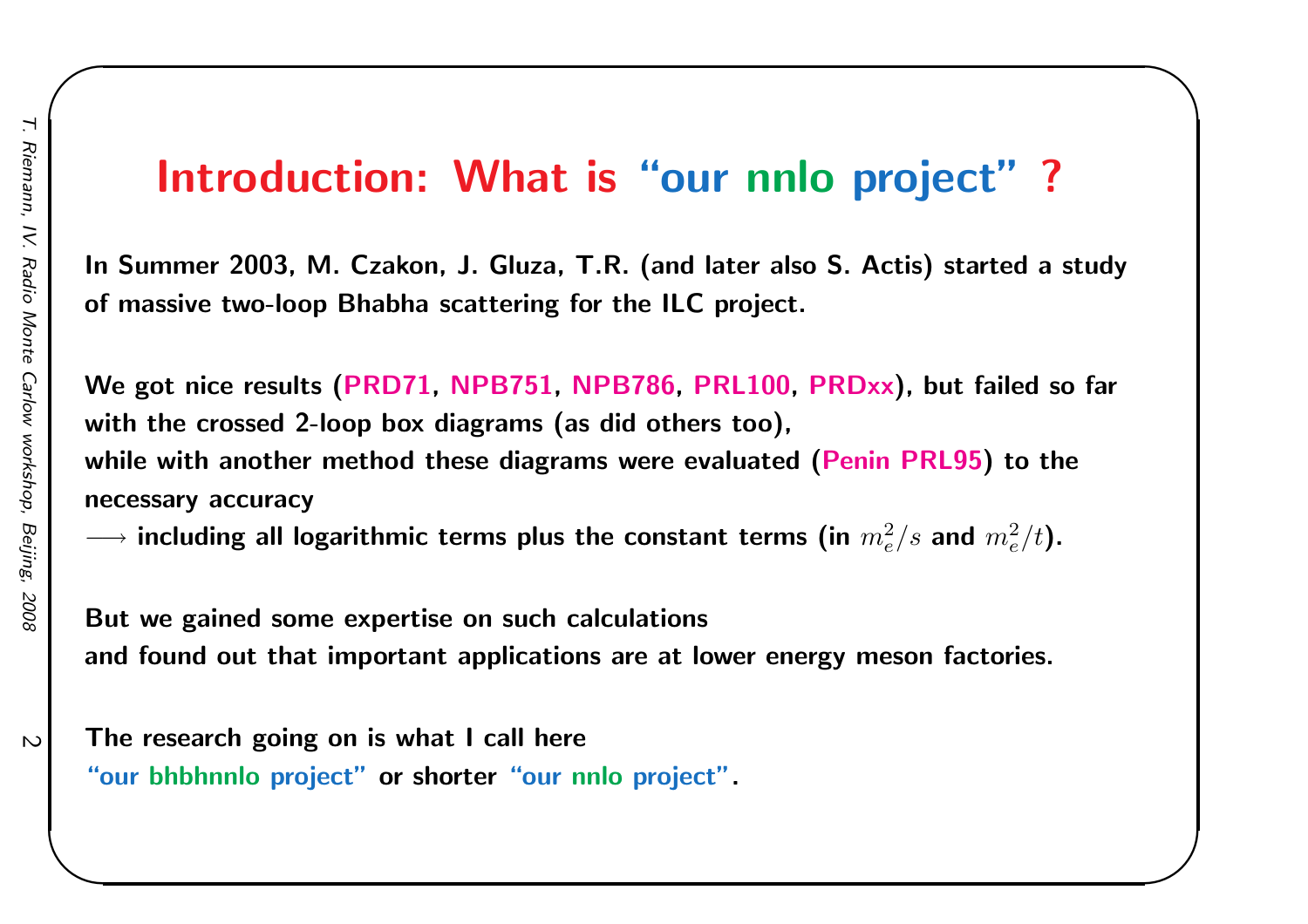# Introduction: What is "our nnlo project" ?

**In Summer 2003, M. Czakon, J. Gluza, T.R. (and later also S. Actis) started a study of massive two-loop Bhabha scattering for the ILC project.**

**We got nice results (PRD71, NPB751, NPB786, PRL100, PRDxx), but failed so far with the crossed 2-loop box diagrams (as did others too),**
**while with another method these diagrams were evaluated (Penin PRL95) to the necessary accuracy**
**$\longrightarrow$ including all logarithmic terms plus the constant terms (in $m_e^2/s$ and $m_e^2/t$).**

**But we gained some expertise on such calculations**
**and found out that important applications are at lower energy meson factories.**

**The research going on is what I call here**
**"our bhbhnnlo project" or shorter "our nnlo project".**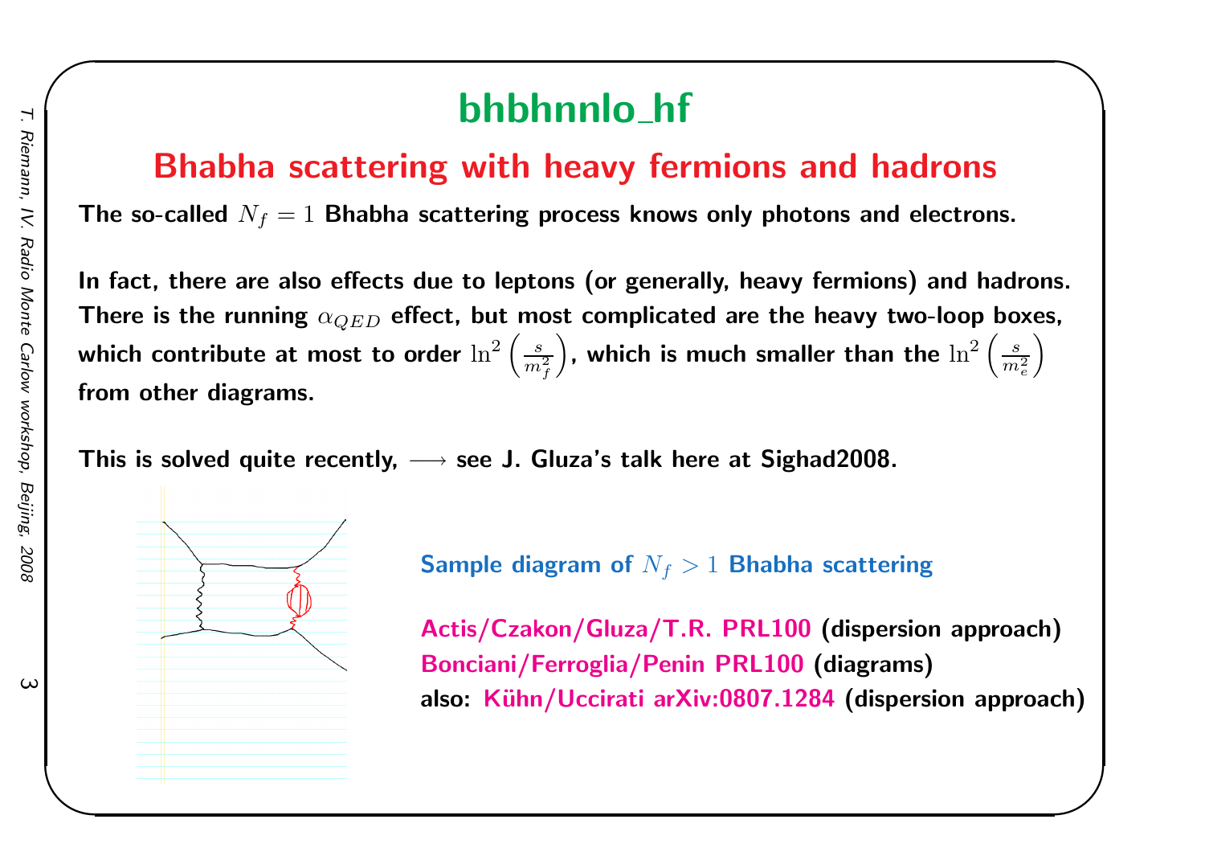# bhbhnnlo_hf

## Bhabha scattering with heavy fermions and hadrons

**The so-called $N_f = 1$ Bhabha scattering process knows only photons and electrons.**

**In fact, there are also effects due to leptons (or generally, heavy fermions) and hadrons. There is the running $\alpha_{QED}$ effect, but most complicated are the heavy two-loop boxes, which contribute at most to order $\ln^2\left(\frac{s}{m_f^2}\right)$, which is much smaller than the $\ln^2\left(\frac{s}{m_e^2}\right)$ from other diagrams.**

**This is solved quite recently, $\longrightarrow$ see J. Gluza's talk here at Sighad2008.**

**Sample diagram of $N_f > 1$ Bhabha scattering**

**Actis/Czakon/Gluza/T.R. PRL100 (dispersion approach)**
**Bonciani/Ferroglia/Penin PRL100 (diagrams)**
**also: Kühn/Uccirati arXiv:0807.1284 (dispersion approach)**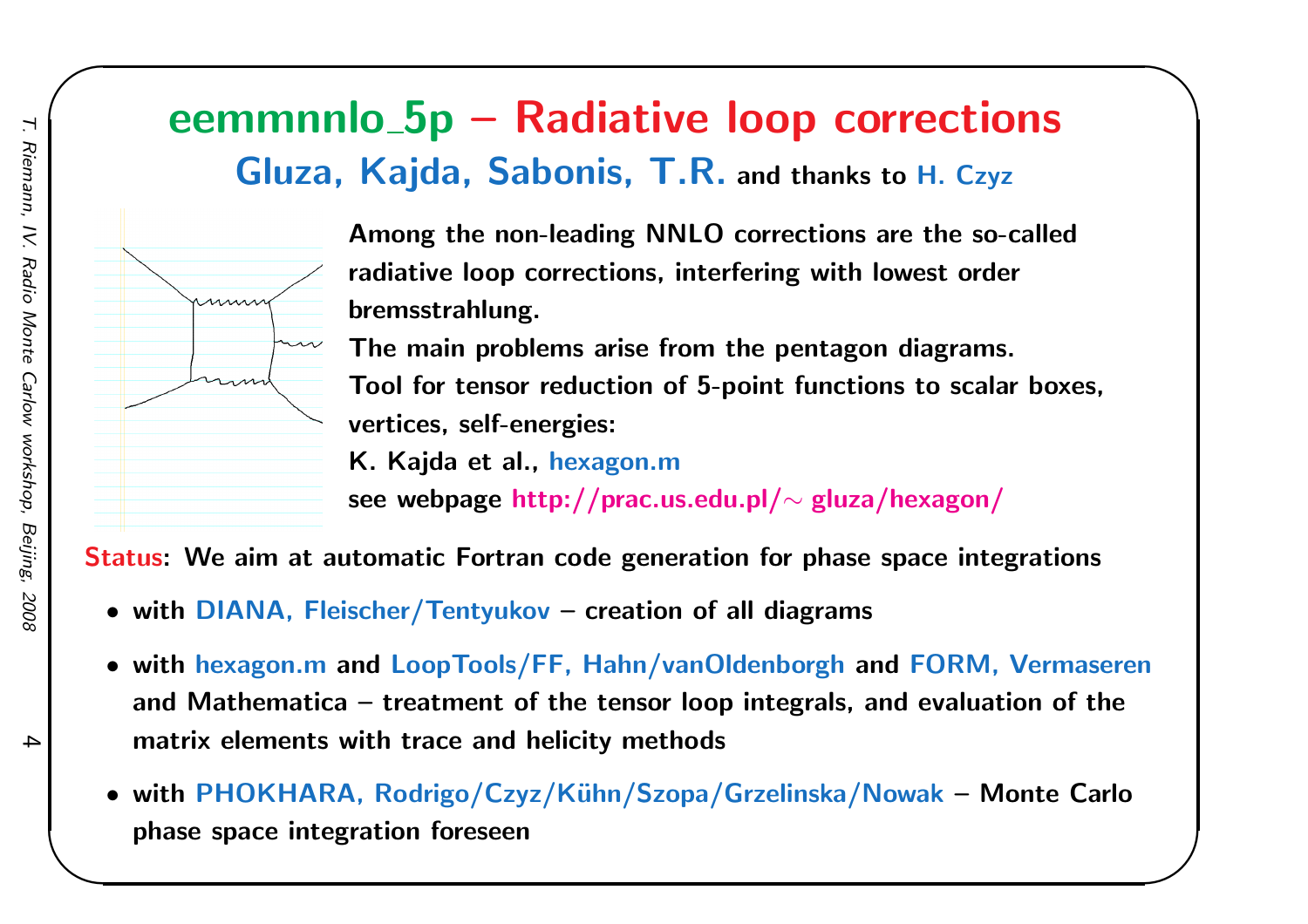# eemmnnlo_5p – Radiative loop corrections

## Gluza, Kajda, Sabonis, T.R. and thanks to H. Czyz

Among the non-leading NNLO corrections are the so-called radiative loop corrections, interfering with lowest order bremsstrahlung.

The main problems arise from the pentagon diagrams.

Tool for tensor reduction of 5-point functions to scalar boxes, vertices, self-energies:

K. Kajda et al., hexagon.m

see webpage http://prac.us.edu.pl/∼ gluza/hexagon/

**Status**: We aim at automatic Fortran code generation for phase space integrations

- with DIANA, Fleischer/Tentyukov – creation of all diagrams
- with hexagon.m and LoopTools/FF, Hahn/vanOldenborgh and FORM, Vermaseren and Mathematica – treatment of the tensor loop integrals, and evaluation of the matrix elements with trace and helicity methods
- with PHOKHARA, Rodrigo/Czyz/Kühn/Szopa/Grzelinska/Nowak – Monte Carlo phase space integration foreseen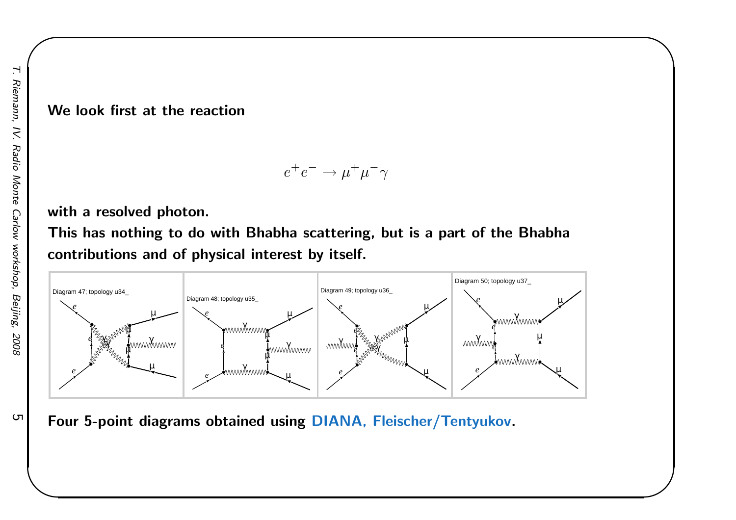**We look first at the reaction**

$$e^+e^- \rightarrow \mu^+\mu^-\gamma$$

**with a resolved photon.**
**This has nothing to do with Bhabha scattering, but is a part of the Bhabha contributions and of physical interest by itself.**

Diagram 47; topology u34_ Diagram 48; topology u35_ Diagram 49; topology u36_ Diagram 50; topology u37_

**Four 5-point diagrams obtained using DIANA, Fleischer/Tentyukov.**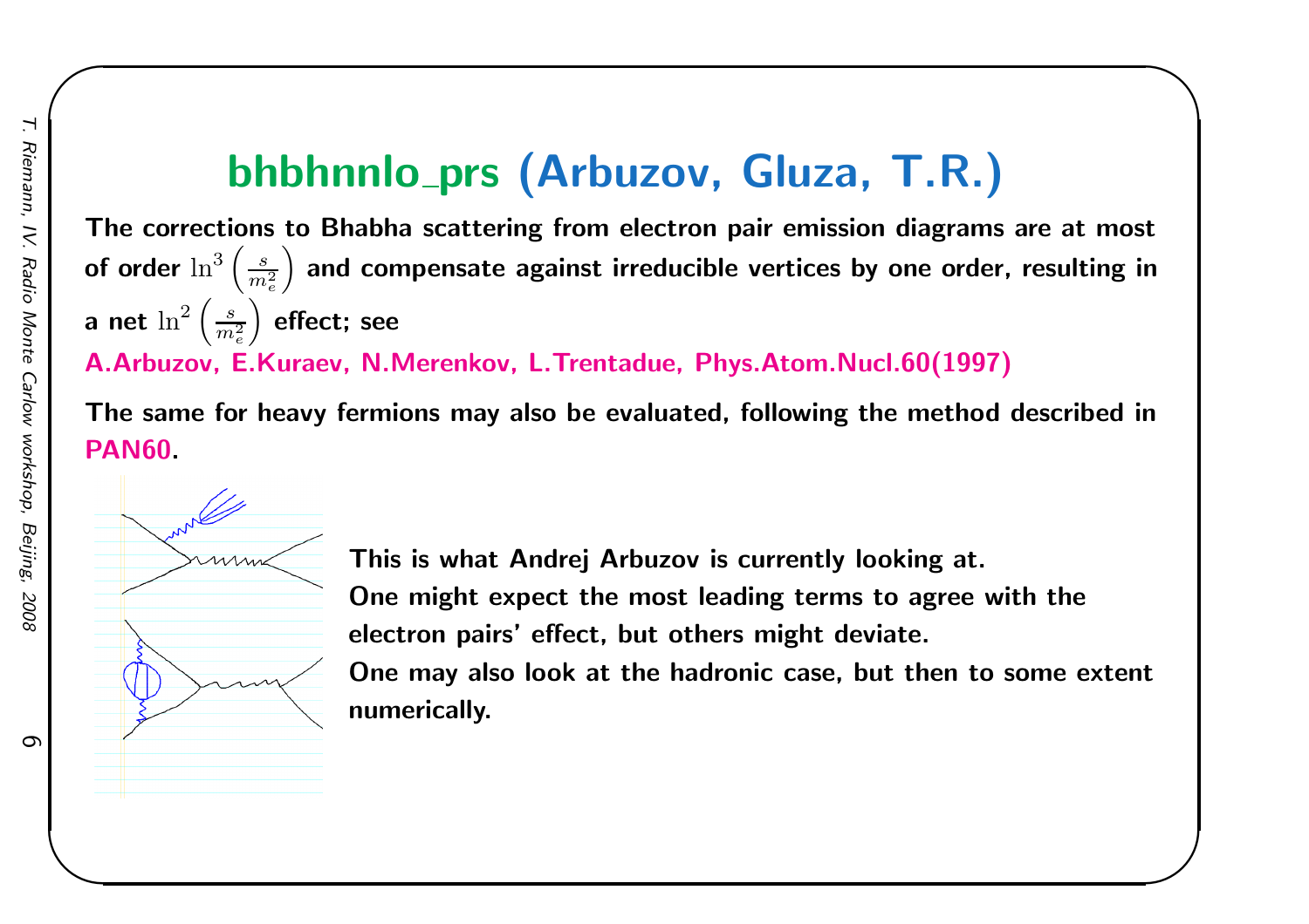# bhbhnnlo_prs (Arbuzov, Gluza, T.R.)

**The corrections to Bhabha scattering from electron pair emission diagrams are at most of order $\ln^3\left(\frac{s}{m_e^2}\right)$ and compensate against irreducible vertices by one order, resulting in a net $\ln^2\left(\frac{s}{m_e^2}\right)$ effect; see**

**A.Arbuzov, E.Kuraev, N.Merenkov, L.Trentadue, Phys.Atom.Nucl.60(1997)**

**The same for heavy fermions may also be evaluated, following the method described in PAN60.**

**This is what Andrej Arbuzov is currently looking at.**
**One might expect the most leading terms to agree with the electron pairs' effect, but others might deviate.**
**One may also look at the hadronic case, but then to some extent numerically.**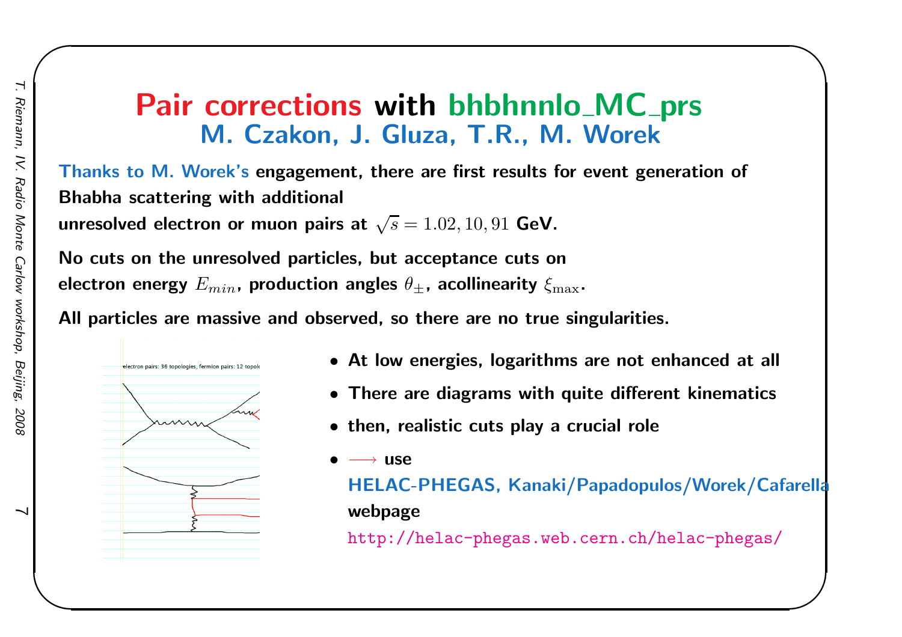# Pair corrections with bhbhnnlo_MC_prs

## M. Czakon, J. Gluza, T.R., M. Worek

Thanks to M. Worek's engagement, there are first results for event generation of Bhabha scattering with additional unresolved electron or muon pairs at $\sqrt{s} = 1.02, 10, 91$ GeV.

No cuts on the unresolved particles, but acceptance cuts on electron energy $E_{min}$, production angles $\theta_{\pm}$, acollinearity $\xi_{\max}$.

All particles are massive and observed, so there are no true singularities.

electron pairs: 36 topologies, fermion pairs: 12 topolo

- At low energies, logarithms are not enhanced at all
- There are diagrams with quite different kinematics
- then, realistic cuts play a crucial role
- $\longrightarrow$ use HELAC-PHEGAS, Kanaki/Papadopulos/Worek/Cafarella webpage http://helac-phegas.web.cern.ch/helac-phegas/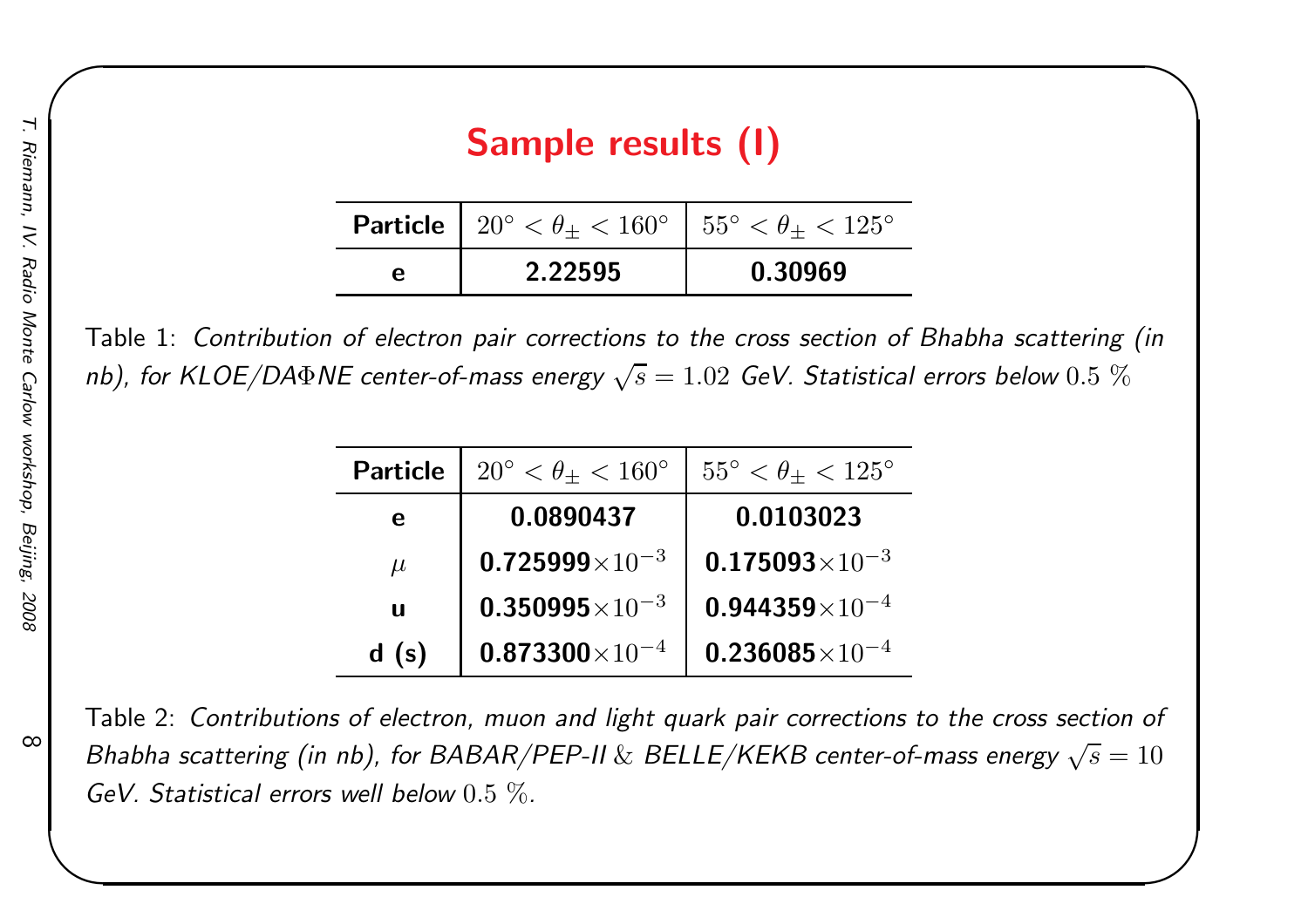# Sample results (I)

| Particle | $20^\circ < \theta_\pm < 160^\circ$ | $55^\circ < \theta_\pm < 125^\circ$ |
|---|---|---|
| **e** | **2.22595** | **0.30969** |

Table 1: *Contribution of electron pair corrections to the cross section of Bhabha scattering (in nb), for KLOE/DA$\Phi$NE center-of-mass energy* $\sqrt{s} = 1.02$ *GeV. Statistical errors below* $0.5$ %

| Particle | $20^\circ < \theta_\pm < 160^\circ$ | $55^\circ < \theta_\pm < 125^\circ$ |
|---|---|---|
| **e** | **0.0890437** | **0.0103023** |
| $\mu$ | **0.725999**$\times 10^{-3}$ | **0.175093**$\times 10^{-3}$ |
| **u** | **0.350995**$\times 10^{-3}$ | **0.944359**$\times 10^{-4}$ |
| **d (s)** | **0.873300**$\times 10^{-4}$ | **0.236085**$\times 10^{-4}$ |

Table 2: *Contributions of electron, muon and light quark pair corrections to the cross section of Bhabha scattering (in nb), for BABAR/PEP-II & BELLE/KEKB center-of-mass energy* $\sqrt{s} = 10$ *GeV. Statistical errors well below* $0.5$ %.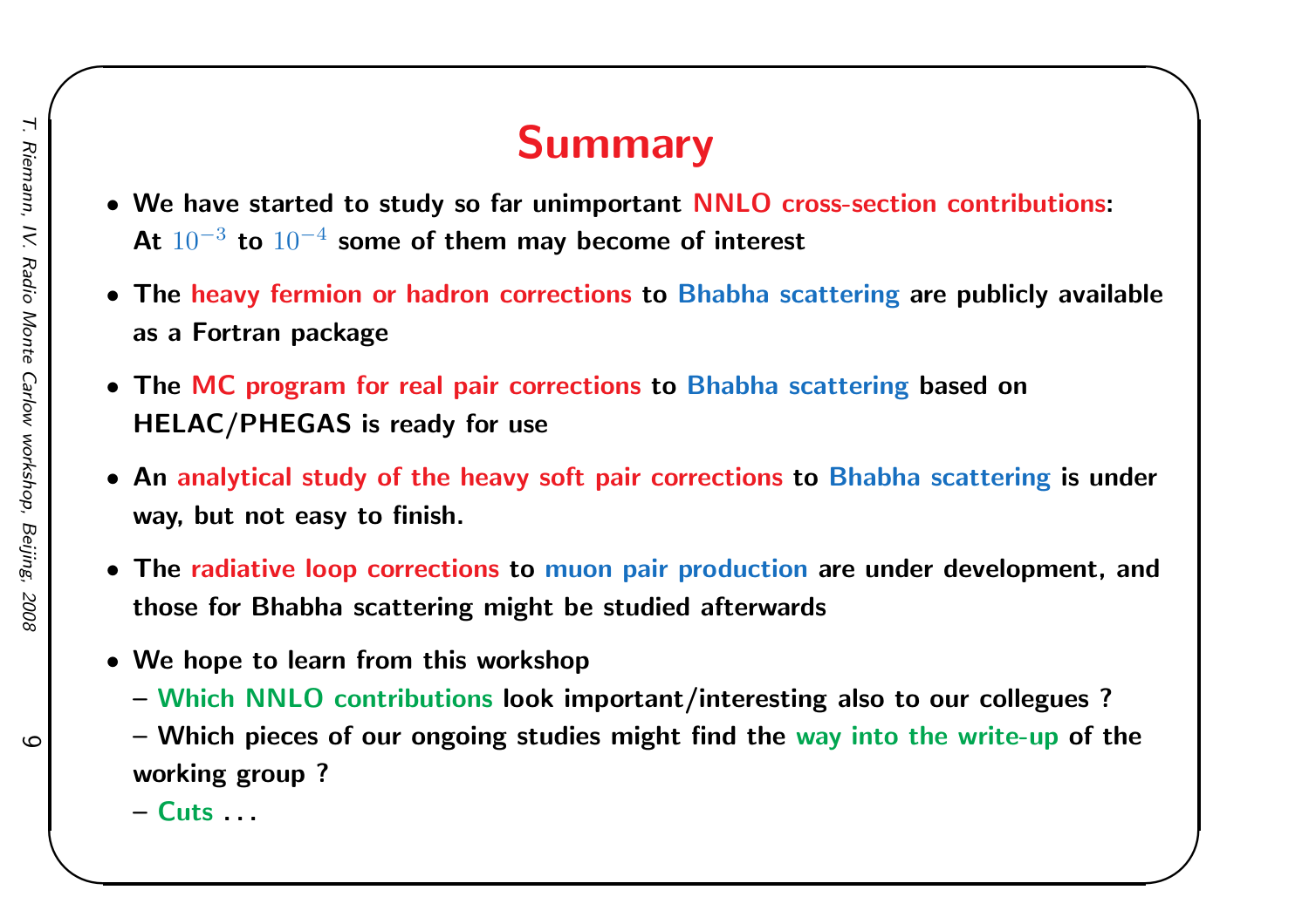# Summary

- **We have started to study so far unimportant NNLO cross-section contributions: At $10^{-3}$ to $10^{-4}$ some of them may become of interest**
- **The heavy fermion or hadron corrections to Bhabha scattering are publicly available as a Fortran package**
- **The MC program for real pair corrections to Bhabha scattering based on HELAC/PHEGAS is ready for use**
- **An analytical study of the heavy soft pair corrections to Bhabha scattering is under way, but not easy to finish.**
- **The radiative loop corrections to muon pair production are under development, and those for Bhabha scattering might be studied afterwards**
- **We hope to learn from this workshop**
  - **Which NNLO contributions look important/interesting also to our collegues ?**
  - **Which pieces of our ongoing studies might find the way into the write-up of the working group ?**
  - **Cuts . . .**